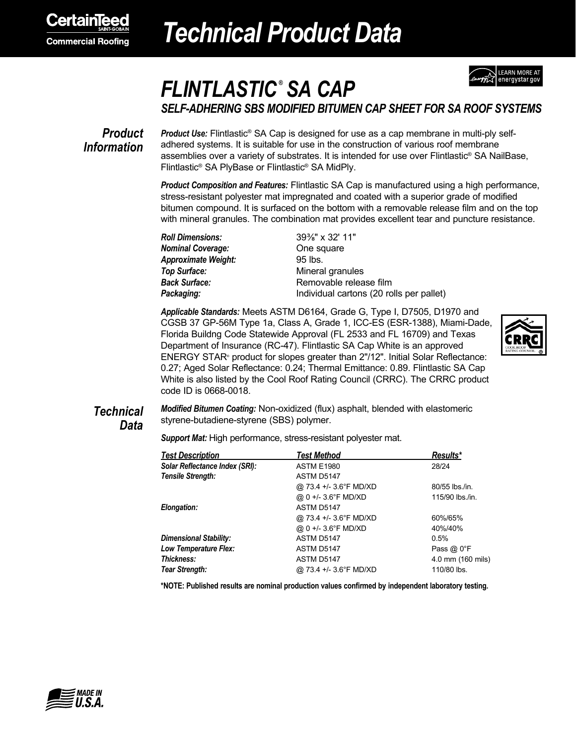CertainTeed
SAINT-GOBAIN
Commercial Roofing

# Technical Product Data

# FLINTLASTIC® SA CAP

### SELF-ADHERING SBS MODIFIED BITUMEN CAP SHEET FOR SA ROOF SYSTEMS

## Product Information

***Product Use:*** Flintlastic® SA Cap is designed for use as a cap membrane in multi-ply self-adhered systems. It is suitable for use in the construction of various roof membrane assemblies over a variety of substrates. It is intended for use over Flintlastic® SA NailBase, Flintlastic® SA PlyBase or Flintlastic® SA MidPly.

***Product Composition and Features:*** Flintlastic SA Cap is manufactured using a high performance, stress-resistant polyester mat impregnated and coated with a superior grade of modified bitumen compound. It is surfaced on the bottom with a removable release film and on the top with mineral granules. The combination mat provides excellent tear and puncture resistance.

| | |
|---|---|
| ***Roll Dimensions:*** | 39⅜" x 32' 11" |
| ***Nominal Coverage:*** | One square |
| ***Approximate Weight:*** | 95 lbs. |
| ***Top Surface:*** | Mineral granules |
| ***Back Surface:*** | Removable release film |
| ***Packaging:*** | Individual cartons (20 rolls per pallet) |

***Applicable Standards:*** Meets ASTM D6164, Grade G, Type I, D7505, D1970 and CGSB 37 GP-56M Type 1a, Class A, Grade 1, ICC-ES (ESR-1388), Miami-Dade, Florida Buildng Code Statewide Approval (FL 2533 and FL 16709) and Texas Department of Insurance (RC-47). Flintlastic SA Cap White is an approved ENERGY STAR® product for slopes greater than 2"/12". Initial Solar Reflectance: 0.27; Aged Solar Reflectance: 0.24; Thermal Emittance: 0.89. Flintlastic SA Cap White is also listed by the Cool Roof Rating Council (CRRC). The CRRC product code ID is 0668-0018.

## Technical Data

***Modified Bitumen Coating:*** Non-oxidized (flux) asphalt, blended with elastomeric styrene-butadiene-styrene (SBS) polymer.

***Support Mat:*** High performance, stress-resistant polyester mat.

| Test Description | Test Method | Results* |
|---|---|---|
| ***Solar Reflectance Index (SRI):*** | ASTM E1980 | 28/24 |
| ***Tensile Strength:*** | ASTM D5147 | |
| | @ 73.4 +/- 3.6°F MD/XD | 80/55 lbs./in. |
| | @ 0 +/- 3.6°F MD/XD | 115/90 lbs./in. |
| ***Elongation:*** | ASTM D5147 | |
| | @ 73.4 +/- 3.6°F MD/XD | 60%/65% |
| | @ 0 +/- 3.6°F MD/XD | 40%/40% |
| ***Dimensional Stability:*** | ASTM D5147 | 0.5% |
| ***Low Temperature Flex:*** | ASTM D5147 | Pass @ 0°F |
| ***Thickness:*** | ASTM D5147 | 4.0 mm (160 mils) |
| ***Tear Strength:*** | @ 73.4 +/- 3.6°F MD/XD | 110/80 lbs. |

**\*NOTE: Published results are nominal production values confirmed by independent laboratory testing.**

MADE IN U.S.A.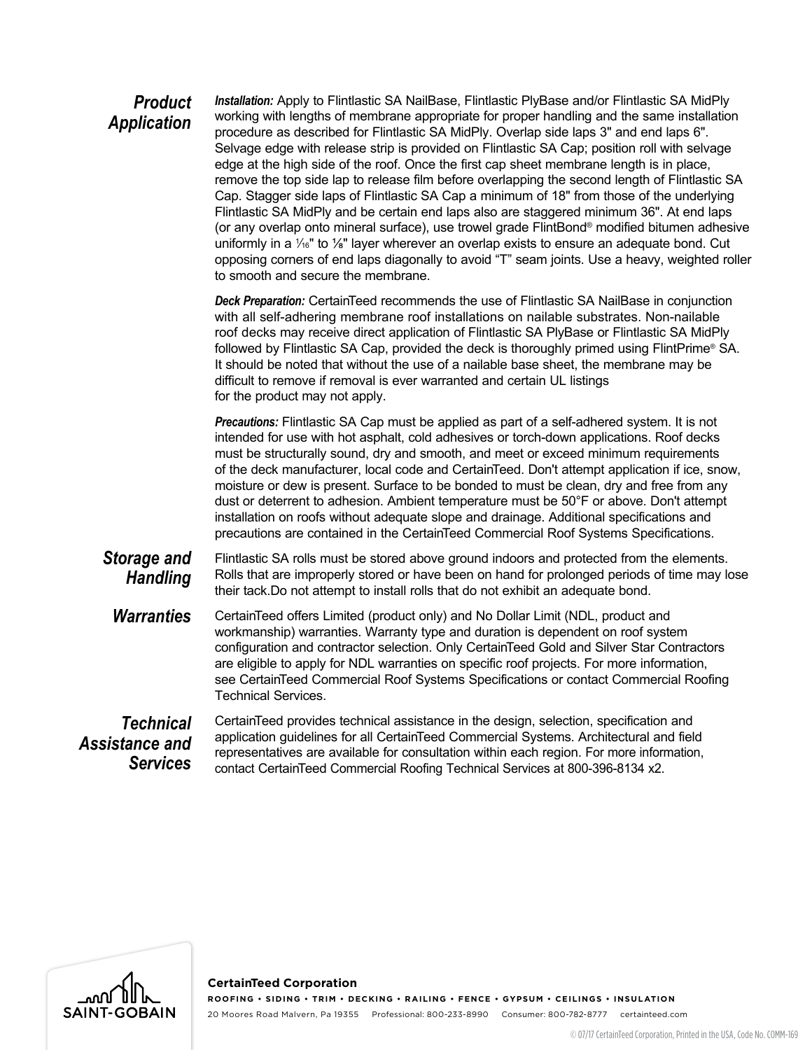## Product Application

***Installation:*** Apply to Flintlastic SA NailBase, Flintlastic PlyBase and/or Flintlastic SA MidPly working with lengths of membrane appropriate for proper handling and the same installation procedure as described for Flintlastic SA MidPly. Overlap side laps 3" and end laps 6". Selvage edge with release strip is provided on Flintlastic SA Cap; position roll with selvage edge at the high side of the roof. Once the first cap sheet membrane length is in place, remove the top side lap to release film before overlapping the second length of Flintlastic SA Cap. Stagger side laps of Flintlastic SA Cap a minimum of 18" from those of the underlying Flintlastic SA MidPly and be certain end laps also are staggered minimum 36". At end laps (or any overlap onto mineral surface), use trowel grade FlintBond® modified bitumen adhesive uniformly in a 1⁄16" to 1⁄8" layer wherever an overlap exists to ensure an adequate bond. Cut opposing corners of end laps diagonally to avoid "T" seam joints. Use a heavy, weighted roller to smooth and secure the membrane.

***Deck Preparation:*** CertainTeed recommends the use of Flintlastic SA NailBase in conjunction with all self-adhering membrane roof installations on nailable substrates. Non-nailable roof decks may receive direct application of Flintlastic SA PlyBase or Flintlastic SA MidPly followed by Flintlastic SA Cap, provided the deck is thoroughly primed using FlintPrime® SA. It should be noted that without the use of a nailable base sheet, the membrane may be difficult to remove if removal is ever warranted and certain UL listings for the product may not apply.

***Precautions:*** Flintlastic SA Cap must be applied as part of a self-adhered system. It is not intended for use with hot asphalt, cold adhesives or torch-down applications. Roof decks must be structurally sound, dry and smooth, and meet or exceed minimum requirements of the deck manufacturer, local code and CertainTeed. Don't attempt application if ice, snow, moisture or dew is present. Surface to be bonded to must be clean, dry and free from any dust or deterrent to adhesion. Ambient temperature must be 50°F or above. Don't attempt installation on roofs without adequate slope and drainage. Additional specifications and precautions are contained in the CertainTeed Commercial Roof Systems Specifications.

## Storage and Handling

Flintlastic SA rolls must be stored above ground indoors and protected from the elements. Rolls that are improperly stored or have been on hand for prolonged periods of time may lose their tack.Do not attempt to install rolls that do not exhibit an adequate bond.

## Warranties

CertainTeed offers Limited (product only) and No Dollar Limit (NDL, product and workmanship) warranties. Warranty type and duration is dependent on roof system configuration and contractor selection. Only CertainTeed Gold and Silver Star Contractors are eligible to apply for NDL warranties on specific roof projects. For more information, see CertainTeed Commercial Roof Systems Specifications or contact Commercial Roofing Technical Services.

## Technical Assistance and Services

CertainTeed provides technical assistance in the design, selection, specification and application guidelines for all CertainTeed Commercial Systems. Architectural and field representatives are available for consultation within each region. For more information, contact CertainTeed Commercial Roofing Technical Services at 800-396-8134 x2.

SAINT-GOBAIN

**CertainTeed Corporation**

ROOFING • SIDING • TRIM • DECKING • RAILING • FENCE • GYPSUM • CEILINGS • INSULATION

20 Moores Road Malvern, Pa 19355 Professional: 800-233-8990 Consumer: 800-782-8777 certainteed.com

© 07/17 CertainTeed Corporation, Printed in the USA, Code No. COMM-169